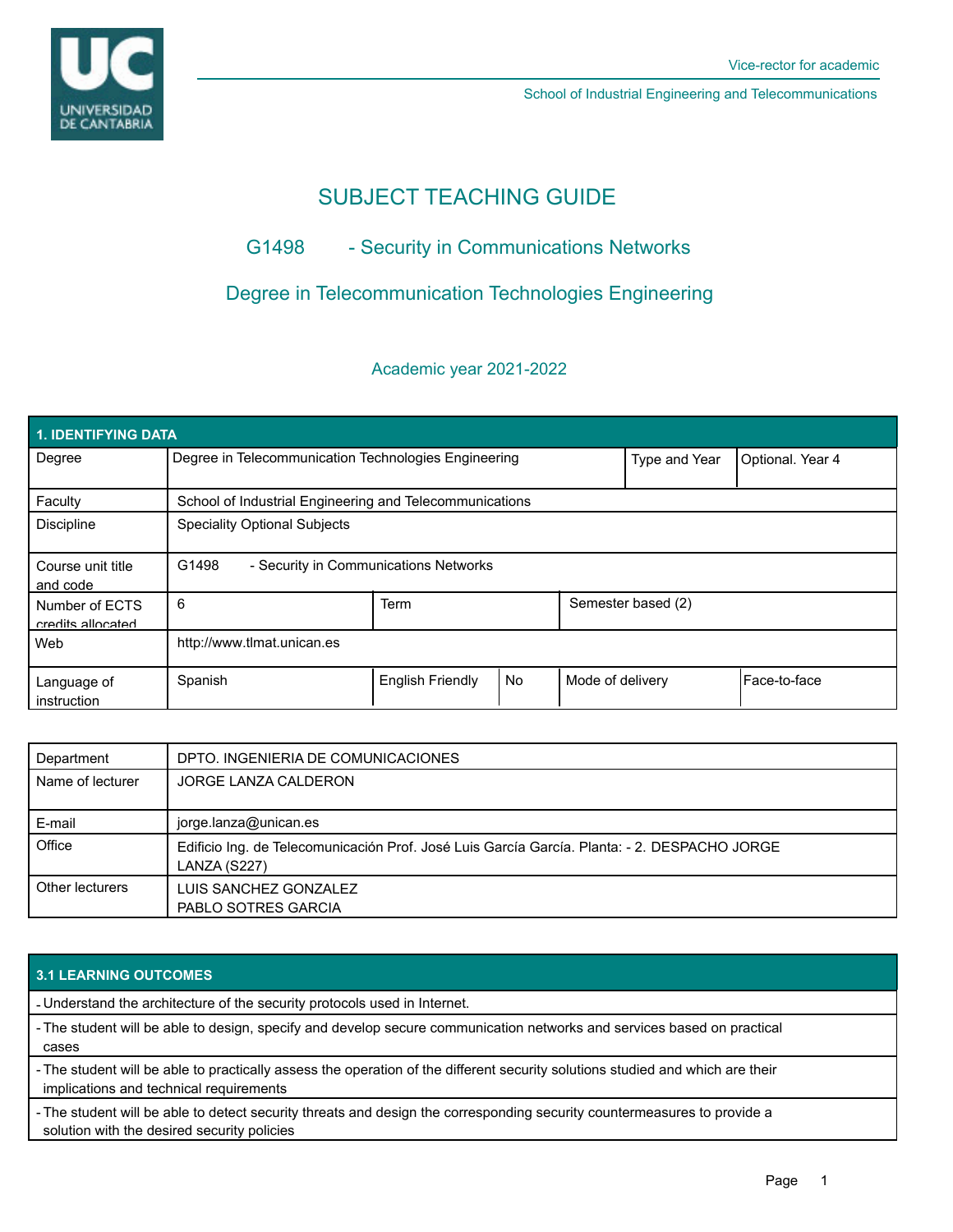Vice-rector for academic

School of Industrial Engineering and Telecommunications

# SUBJECT TEACHING GUIDE

## G1498 - Security in Communications Networks

## Degree in Telecommunication Technologies Engineering

Academic year 2021-2022

| 1. IDENTIFYING DATA | | | | | |
|---|---|---|---|---|---|
| Degree | Degree in Telecommunication Technologies Engineering | | | Type and Year | Optional. Year 4 |
| Faculty | School of Industrial Engineering and Telecommunications | | | | |
| Discipline | Speciality Optional Subjects | | | | |
| Course unit title and code | G1498 - Security in Communications Networks | | | | |
| Number of ECTS credits allocated | 6 | Term | | Semester based (2) | |
| Web | http://www.tlmat.unican.es | | | | |
| Language of instruction | Spanish | English Friendly | No | Mode of delivery | Face-to-face |

| | |
|---|---|
| Department | DPTO. INGENIERIA DE COMUNICACIONES |
| Name of lecturer | JORGE LANZA CALDERON |
| E-mail | jorge.lanza@unican.es |
| Office | Edificio Ing. de Telecomunicación Prof. José Luis García García. Planta: - 2. DESPACHO JORGE LANZA (S227) |
| Other lecturers | LUIS SANCHEZ GONZALEZ<br>PABLO SOTRES GARCIA |

| 3.1 LEARNING OUTCOMES |
|---|
| - Understand the architecture of the security protocols used in Internet. |
| - The student will be able to design, specify and develop secure communication networks and services based on practical cases |
| - The student will be able to practically assess the operation of the different security solutions studied and which are their implications and technical requirements |
| - The student will be able to detect security threats and design the corresponding security countermeasures to provide a solution with the desired security policies |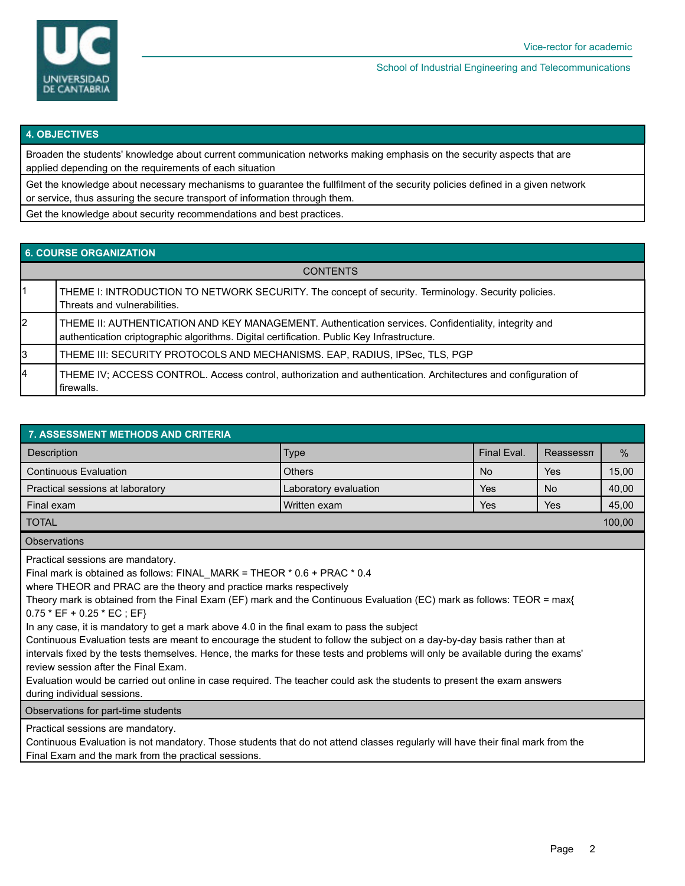## 4. OBJECTIVES

Broaden the students' knowledge about current communication networks making emphasis on the security aspects that are applied depending on the requirements of each situation

Get the knowledge about necessary mechanisms to guarantee the fullfilment of the security policies defined in a given network or service, thus assuring the secure transport of information through them.

Get the knowledge about security recommendations and best practices.

## 6. COURSE ORGANIZATION

| CONTENTS | |
|---|---|
| 1 | THEME I: INTRODUCTION TO NETWORK SECURITY. The concept of security. Terminology. Security policies. Threats and vulnerabilities. |
| 2 | THEME II: AUTHENTICATION AND KEY MANAGEMENT. Authentication services. Confidentiality, integrity and authentication criptographic algorithms. Digital certification. Public Key Infrastructure. |
| 3 | THEME III: SECURITY PROTOCOLS AND MECHANISMS. EAP, RADIUS, IPSec, TLS, PGP |
| 4 | THEME IV; ACCESS CONTROL. Access control, authorization and authentication. Architectures and configuration of firewalls. |

## 7. ASSESSMENT METHODS AND CRITERIA

| Description | Type | Final Eval. | Reassessn | % |
|---|---|---|---|---|
| Continuous Evaluation | Others | No | Yes | 15,00 |
| Practical sessions at laboratory | Laboratory evaluation | Yes | No | 40,00 |
| Final exam | Written exam | Yes | Yes | 45,00 |
| TOTAL | | | | 100,00 |

**Observations**

Practical sessions are mandatory.
Final mark is obtained as follows: FINAL_MARK = THEOR * 0.6 + PRAC * 0.4
where THEOR and PRAC are the theory and practice marks respectively
Theory mark is obtained from the Final Exam (EF) mark and the Continuous Evaluation (EC) mark as follows: TEOR = max{ 0.75 * EF + 0.25 * EC ; EF}
In any case, it is mandatory to get a mark above 4.0 in the final exam to pass the subject
Continuous Evaluation tests are meant to encourage the student to follow the subject on a day-by-day basis rather than at intervals fixed by the tests themselves. Hence, the marks for these tests and problems will only be available during the exams' review session after the Final Exam.
Evaluation would be carried out online in case required. The teacher could ask the students to present the exam answers during individual sessions.

**Observations for part-time students**

Practical sessions are mandatory.
Continuous Evaluation is not mandatory. Those students that do not attend classes regularly will have their final mark from the Final Exam and the mark from the practical sessions.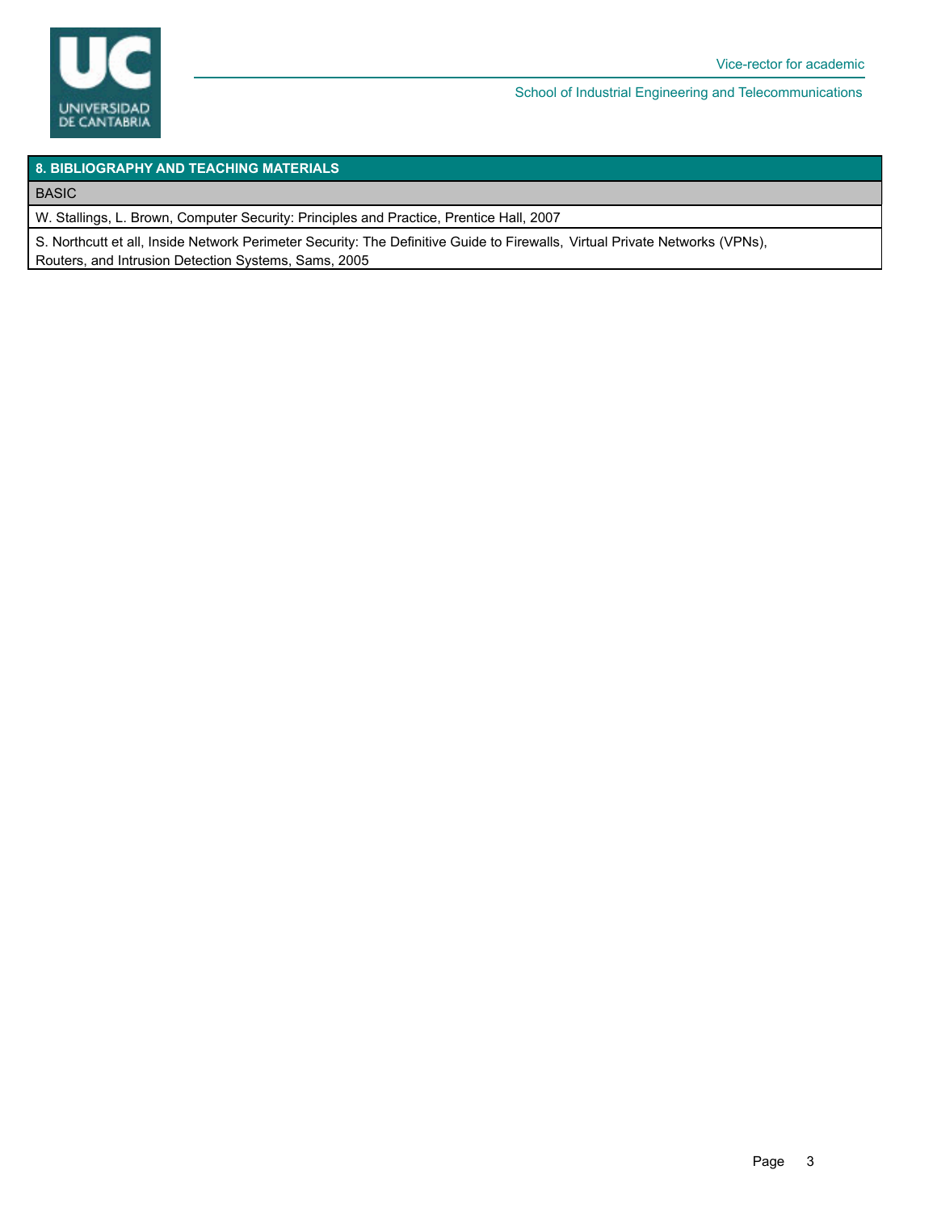## 8. BIBLIOGRAPHY AND TEACHING MATERIALS

### BASIC

W. Stallings, L. Brown, Computer Security: Principles and Practice, Prentice Hall, 2007

S. Northcutt et all, Inside Network Perimeter Security: The Definitive Guide to Firewalls, Virtual Private Networks (VPNs), Routers, and Intrusion Detection Systems, Sams, 2005